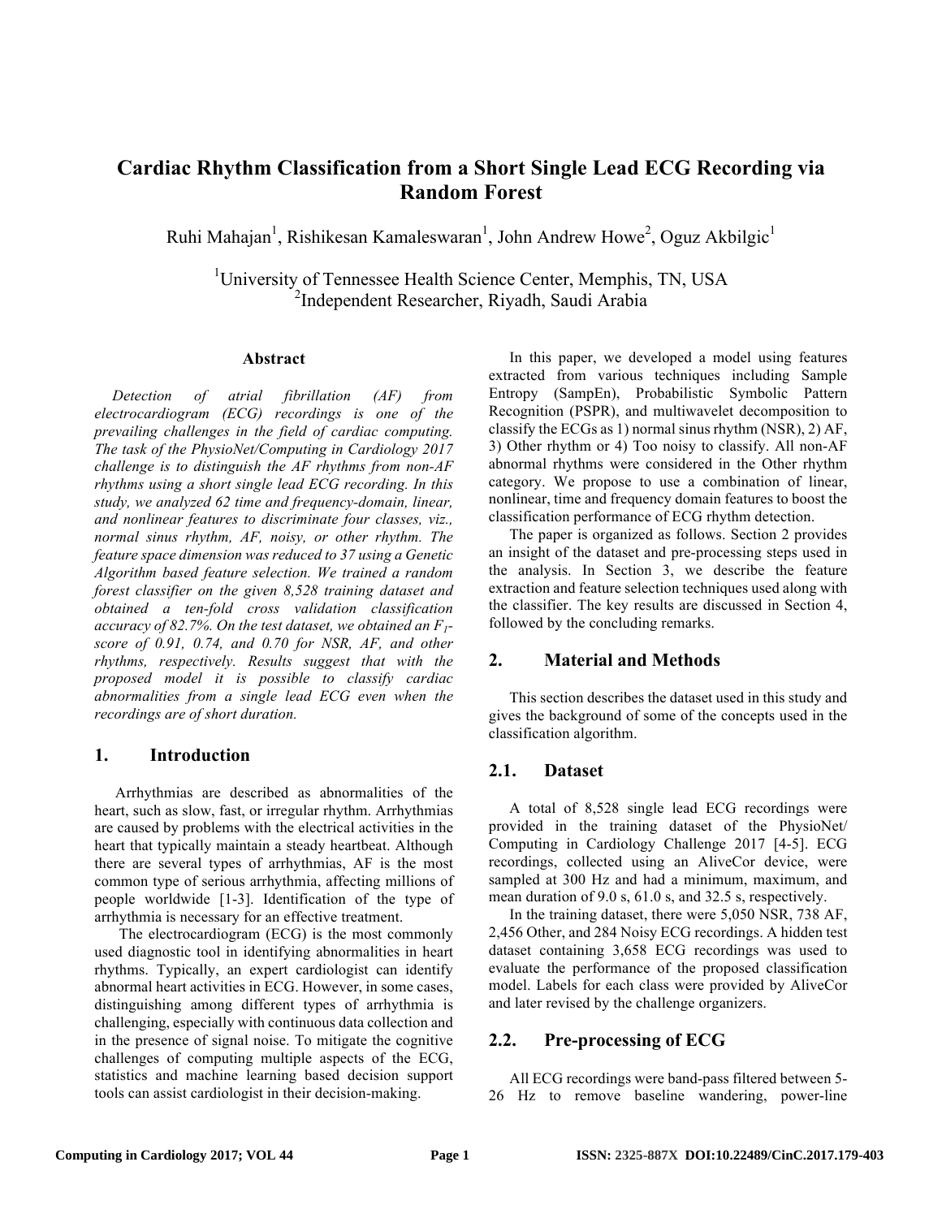# Cardiac Rhythm Classification from a Short Single Lead ECG Recording via Random Forest

Ruhi Mahajan[1], Rishikesan Kamaleswaran[1], John Andrew Howe[2], Oguz Akbilgic[1]

[1]University of Tennessee Health Science Center, Memphis, TN, USA
[2]Independent Researcher, Riyadh, Saudi Arabia

### Abstract

*Detection of atrial fibrillation (AF) from electrocardiogram (ECG) recordings is one of the prevailing challenges in the field of cardiac computing. The task of the PhysioNet/Computing in Cardiology 2017 challenge is to distinguish the AF rhythms from non-AF rhythms using a short single lead ECG recording. In this study, we analyzed 62 time and frequency-domain, linear, and nonlinear features to discriminate four classes, viz., normal sinus rhythm, AF, noisy, or other rhythm. The feature space dimension was reduced to 37 using a Genetic Algorithm based feature selection. We trained a random forest classifier on the given 8,528 training dataset and obtained a ten-fold cross validation classification accuracy of 82.7%. On the test dataset, we obtained an $F_1$-score of 0.91, 0.74, and 0.70 for NSR, AF, and other rhythms, respectively. Results suggest that with the proposed model it is possible to classify cardiac abnormalities from a single lead ECG even when the recordings are of short duration.*

## 1. Introduction

Arrhythmias are described as abnormalities of the heart, such as slow, fast, or irregular rhythm. Arrhythmias are caused by problems with the electrical activities in the heart that typically maintain a steady heartbeat. Although there are several types of arrhythmias, AF is the most common type of serious arrhythmia, affecting millions of people worldwide [1-3]. Identification of the type of arrhythmia is necessary for an effective treatment.

The electrocardiogram (ECG) is the most commonly used diagnostic tool in identifying abnormalities in heart rhythms. Typically, an expert cardiologist can identify abnormal heart activities in ECG. However, in some cases, distinguishing among different types of arrhythmia is challenging, especially with continuous data collection and in the presence of signal noise. To mitigate the cognitive challenges of computing multiple aspects of the ECG, statistics and machine learning based decision support tools can assist cardiologist in their decision-making.

In this paper, we developed a model using features extracted from various techniques including Sample Entropy (SampEn), Probabilistic Symbolic Pattern Recognition (PSPR), and multiwavelet decomposition to classify the ECGs as 1) normal sinus rhythm (NSR), 2) AF, 3) Other rhythm or 4) Too noisy to classify. All non-AF abnormal rhythms were considered in the Other rhythm category. We propose to use a combination of linear, nonlinear, time and frequency domain features to boost the classification performance of ECG rhythm detection.

The paper is organized as follows. Section 2 provides an insight of the dataset and pre-processing steps used in the analysis. In Section 3, we describe the feature extraction and feature selection techniques used along with the classifier. The key results are discussed in Section 4, followed by the concluding remarks.

## 2. Material and Methods

This section describes the dataset used in this study and gives the background of some of the concepts used in the classification algorithm.

### 2.1. Dataset

A total of 8,528 single lead ECG recordings were provided in the training dataset of the PhysioNet/ Computing in Cardiology Challenge 2017 [4-5]. ECG recordings, collected using an AliveCor device, were sampled at 300 Hz and had a minimum, maximum, and mean duration of 9.0 s, 61.0 s, and 32.5 s, respectively.

In the training dataset, there were 5,050 NSR, 738 AF, 2,456 Other, and 284 Noisy ECG recordings. A hidden test dataset containing 3,658 ECG recordings was used to evaluate the performance of the proposed classification model. Labels for each class were provided by AliveCor and later revised by the challenge organizers.

### 2.2. Pre-processing of ECG

All ECG recordings were band-pass filtered between 5-26 Hz to remove baseline wandering, power-line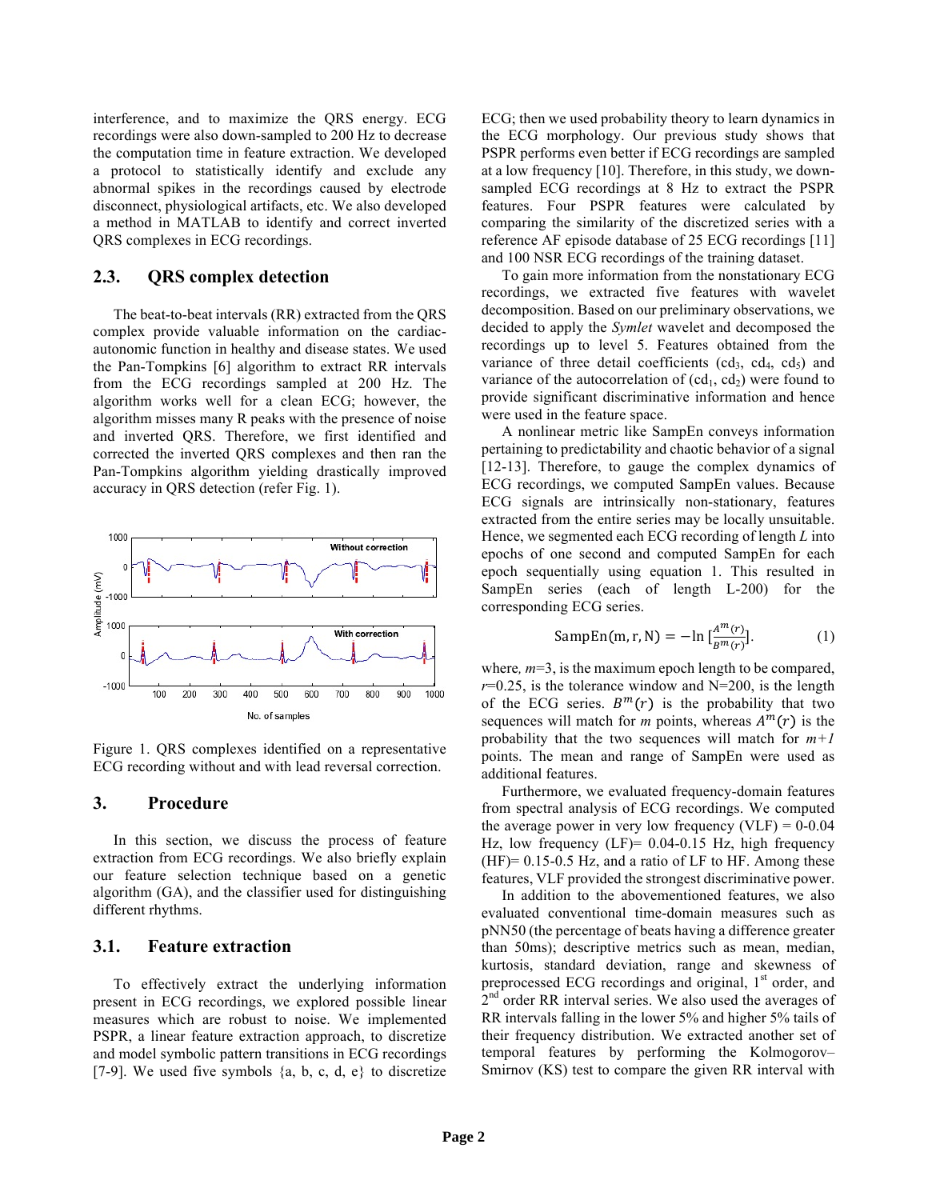interference, and to maximize the QRS energy. ECG recordings were also down-sampled to 200 Hz to decrease the computation time in feature extraction. We developed a protocol to statistically identify and exclude any abnormal spikes in the recordings caused by electrode disconnect, physiological artifacts, etc. We also developed a method in MATLAB to identify and correct inverted QRS complexes in ECG recordings.

## 2.3. QRS complex detection

The beat-to-beat intervals (RR) extracted from the QRS complex provide valuable information on the cardiac-autonomic function in healthy and disease states. We used the Pan-Tompkins [6] algorithm to extract RR intervals from the ECG recordings sampled at 200 Hz. The algorithm works well for a clean ECG; however, the algorithm misses many R peaks with the presence of noise and inverted QRS. Therefore, we first identified and corrected the inverted QRS complexes and then ran the Pan-Tompkins algorithm yielding drastically improved accuracy in QRS detection (refer Fig. 1).

Figure 1. QRS complexes identified on a representative ECG recording without and with lead reversal correction.

# 3. Procedure

In this section, we discuss the process of feature extraction from ECG recordings. We also briefly explain our feature selection technique based on a genetic algorithm (GA), and the classifier used for distinguishing different rhythms.

## 3.1. Feature extraction

To effectively extract the underlying information present in ECG recordings, we explored possible linear measures which are robust to noise. We implemented PSPR, a linear feature extraction approach, to discretize and model symbolic pattern transitions in ECG recordings [7-9]. We used five symbols {a, b, c, d, e} to discretize ECG; then we used probability theory to learn dynamics in the ECG morphology. Our previous study shows that PSPR performs even better if ECG recordings are sampled at a low frequency [10]. Therefore, in this study, we down-sampled ECG recordings at 8 Hz to extract the PSPR features. Four PSPR features were calculated by comparing the similarity of the discretized series with a reference AF episode database of 25 ECG recordings [11] and 100 NSR ECG recordings of the training dataset.

To gain more information from the nonstationary ECG recordings, we extracted five features with wavelet decomposition. Based on our preliminary observations, we decided to apply the *Symlet* wavelet and decomposed the recordings up to level 5. Features obtained from the variance of three detail coefficients ($cd_3$, $cd_4$, $cd_5$) and variance of the autocorrelation of ($cd_1$, $cd_2$) were found to provide significant discriminative information and hence were used in the feature space.

A nonlinear metric like SampEn conveys information pertaining to predictability and chaotic behavior of a signal [12-13]. Therefore, to gauge the complex dynamics of ECG recordings, we computed SampEn values. Because ECG signals are intrinsically non-stationary, features extracted from the entire series may be locally unsuitable. Hence, we segmented each ECG recording of length *L* into epochs of one second and computed SampEn for each epoch sequentially using equation 1. This resulted in SampEn series (each of length L-200) for the corresponding ECG series.

$$\text{SampEn}(m, r, N) = -\ln\left[\frac{A^m(r)}{B^m(r)}\right]. \tag{1}$$

where, $m$=3, is the maximum epoch length to be compared, $r$=0.25, is the tolerance window and N=200, is the length of the ECG series. $B^m(r)$ is the probability that two sequences will match for $m$ points, whereas $A^m(r)$ is the probability that the two sequences will match for $m+1$ points. The mean and range of SampEn were used as additional features.

Furthermore, we evaluated frequency-domain features from spectral analysis of ECG recordings. We computed the average power in very low frequency (VLF) = 0-0.04 Hz, low frequency (LF)= 0.04-0.15 Hz, high frequency (HF)= 0.15-0.5 Hz, and a ratio of LF to HF. Among these features, VLF provided the strongest discriminative power.

In addition to the abovementioned features, we also evaluated conventional time-domain measures such as pNN50 (the percentage of beats having a difference greater than 50ms); descriptive metrics such as mean, median, kurtosis, standard deviation, range and skewness of preprocessed ECG recordings and original, 1st order, and 2nd order RR interval series. We also used the averages of RR intervals falling in the lower 5% and higher 5% tails of their frequency distribution. We extracted another set of temporal features by performing the Kolmogorov–Smirnov (KS) test to compare the given RR interval with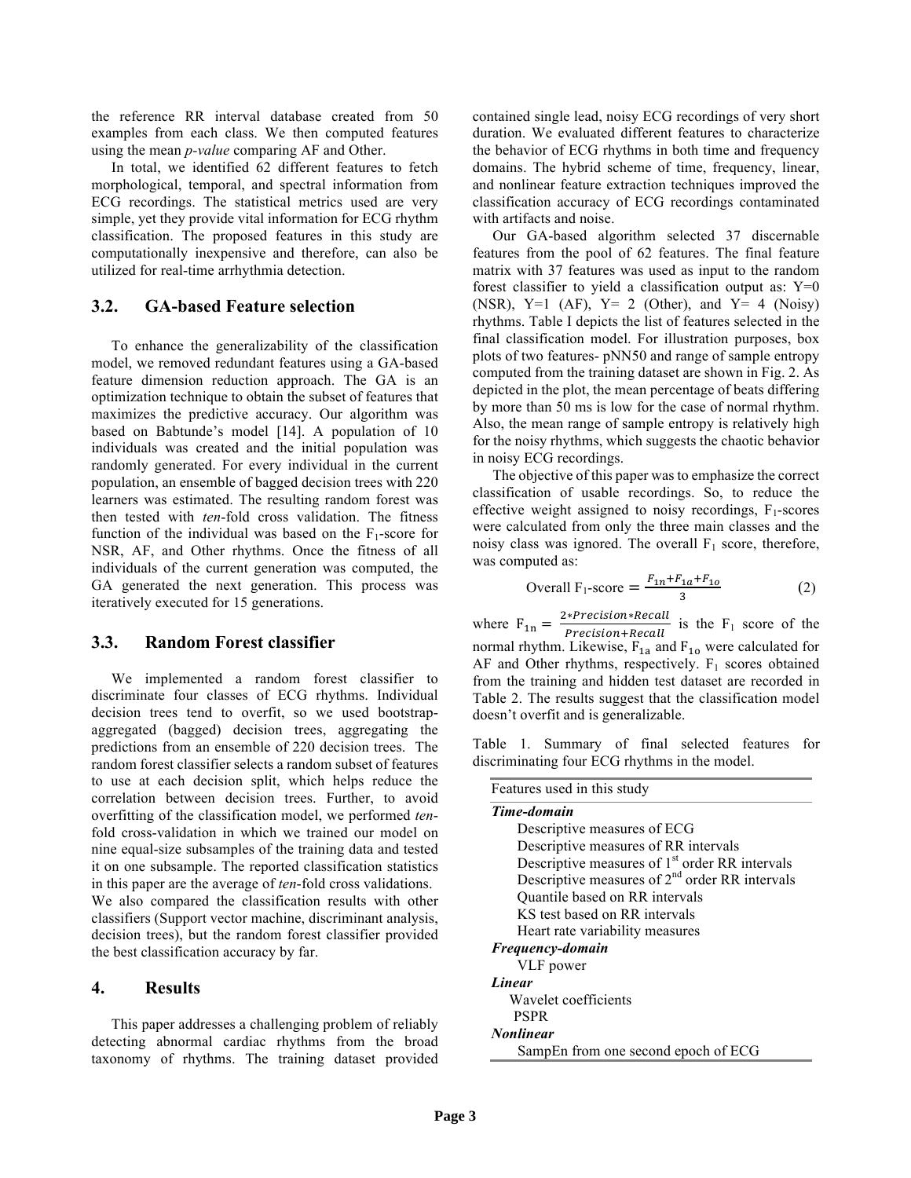the reference RR interval database created from 50 examples from each class. We then computed features using the mean *p-value* comparing AF and Other.

In total, we identified 62 different features to fetch morphological, temporal, and spectral information from ECG recordings. The statistical metrics used are very simple, yet they provide vital information for ECG rhythm classification. The proposed features in this study are computationally inexpensive and therefore, can also be utilized for real-time arrhythmia detection.

## 3.2. GA-based Feature selection

To enhance the generalizability of the classification model, we removed redundant features using a GA-based feature dimension reduction approach. The GA is an optimization technique to obtain the subset of features that maximizes the predictive accuracy. Our algorithm was based on Babtunde's model [14]. A population of 10 individuals was created and the initial population was randomly generated. For every individual in the current population, an ensemble of bagged decision trees with 220 learners was estimated. The resulting random forest was then tested with *ten*-fold cross validation. The fitness function of the individual was based on the $F_1$-score for NSR, AF, and Other rhythms. Once the fitness of all individuals of the current generation was computed, the GA generated the next generation. This process was iteratively executed for 15 generations.

## 3.3. Random Forest classifier

We implemented a random forest classifier to discriminate four classes of ECG rhythms. Individual decision trees tend to overfit, so we used bootstrap-aggregated (bagged) decision trees, aggregating the predictions from an ensemble of 220 decision trees. The random forest classifier selects a random subset of features to use at each decision split, which helps reduce the correlation between decision trees. Further, to avoid overfitting of the classification model, we performed *ten*-fold cross-validation in which we trained our model on nine equal-size subsamples of the training data and tested it on one subsample. The reported classification statistics in this paper are the average of *ten*-fold cross validations. We also compared the classification results with other classifiers (Support vector machine, discriminant analysis, decision trees), but the random forest classifier provided the best classification accuracy by far.

# 4. Results

This paper addresses a challenging problem of reliably detecting abnormal cardiac rhythms from the broad taxonomy of rhythms. The training dataset provided contained single lead, noisy ECG recordings of very short duration. We evaluated different features to characterize the behavior of ECG rhythms in both time and frequency domains. The hybrid scheme of time, frequency, linear, and nonlinear feature extraction techniques improved the classification accuracy of ECG recordings contaminated with artifacts and noise.

Our GA-based algorithm selected 37 discernable features from the pool of 62 features. The final feature matrix with 37 features was used as input to the random forest classifier to yield a classification output as: Y=0 (NSR), Y=1 (AF), Y= 2 (Other), and Y= 4 (Noisy) rhythms. Table I depicts the list of features selected in the final classification model. For illustration purposes, box plots of two features- pNN50 and range of sample entropy computed from the training dataset are shown in Fig. 2. As depicted in the plot, the mean percentage of beats differing by more than 50 ms is low for the case of normal rhythm. Also, the mean range of sample entropy is relatively high for the noisy rhythms, which suggests the chaotic behavior in noisy ECG recordings.

The objective of this paper was to emphasize the correct classification of usable recordings. So, to reduce the effective weight assigned to noisy recordings, $F_1$-scores were calculated from only the three main classes and the noisy class was ignored. The overall $F_1$ score, therefore, was computed as:

$$\text{Overall } F_1\text{-score} = \frac{F_{1n} + F_{1a} + F_{1o}}{3} \tag{2}$$

where $F_{1n} = \frac{2 * Precision * Recall}{Precision + Recall}$ is the $F_1$ score of the normal rhythm. Likewise, $F_{1a}$ and $F_{1o}$ were calculated for AF and Other rhythms, respectively. $F_1$ scores obtained from the training and hidden test dataset are recorded in Table 2. The results suggest that the classification model doesn't overfit and is generalizable.

Table 1. Summary of final selected features for discriminating four ECG rhythms in the model.

| Features used in this study |
|---|
| ***Time-domain*** |
| Descriptive measures of ECG |
| Descriptive measures of RR intervals |
| Descriptive measures of 1st order RR intervals |
| Descriptive measures of 2nd order RR intervals |
| Quantile based on RR intervals |
| KS test based on RR intervals |
| Heart rate variability measures |
| ***Frequency-domain*** |
| VLF power |
| ***Linear*** |
| Wavelet coefficients |
| PSPR |
| ***Nonlinear*** |
| SampEn from one second epoch of ECG |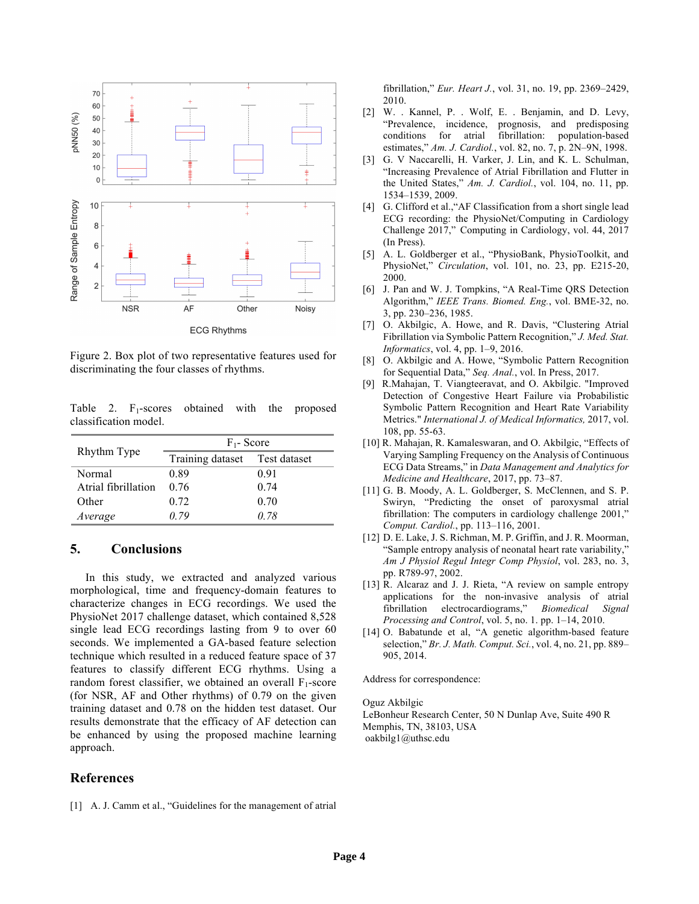pNN50 (%)

70
60
50
40
30
20
10
0

Range of Sample Entropy

10
8
6
4
2

NSR
AF
Other
Noisy

ECG Rhythms

Figure 2. Box plot of two representative features used for discriminating the four classes of rhythms.

Table 2. $F_1$-scores obtained with the proposed classification model.

| Rhythm Type | $F_1$- Score | |
|---|---|---|
| | Training dataset | Test dataset |
| Normal | 0.89 | 0.91 |
| Atrial fibrillation | 0.76 | 0.74 |
| Other | 0.72 | 0.70 |
| *Average* | *0.79* | *0.78* |

## 5. Conclusions

In this study, we extracted and analyzed various morphological, time and frequency-domain features to characterize changes in ECG recordings. We used the PhysioNet 2017 challenge dataset, which contained 8,528 single lead ECG recordings lasting from 9 to over 60 seconds. We implemented a GA-based feature selection technique which resulted in a reduced feature space of 37 features to classify different ECG rhythms. Using a random forest classifier, we obtained an overall $F_1$-score (for NSR, AF and Other rhythms) of 0.79 on the given training dataset and 0.78 on the hidden test dataset. Our results demonstrate that the efficacy of AF detection can be enhanced by using the proposed machine learning approach.

## References

[1] A. J. Camm et al., "Guidelines for the management of atrial fibrillation," *Eur. Heart J.*, vol. 31, no. 19, pp. 2369–2429, 2010.

[2] W. . Kannel, P. . Wolf, E. . Benjamin, and D. Levy, "Prevalence, incidence, prognosis, and predisposing conditions for atrial fibrillation: population-based estimates," *Am. J. Cardiol.*, vol. 82, no. 7, p. 2N–9N, 1998.

[3] G. V Naccarelli, H. Varker, J. Lin, and K. L. Schulman, "Increasing Prevalence of Atrial Fibrillation and Flutter in the United States," *Am. J. Cardiol.*, vol. 104, no. 11, pp. 1534–1539, 2009.

[4] G. Clifford et al.,"AF Classification from a short single lead ECG recording: the PhysioNet/Computing in Cardiology Challenge 2017," Computing in Cardiology, vol. 44, 2017 (In Press).

[5] A. L. Goldberger et al., "PhysioBank, PhysioToolkit, and PhysioNet," *Circulation*, vol. 101, no. 23, pp. E215-20, 2000.

[6] J. Pan and W. J. Tompkins, "A Real-Time QRS Detection Algorithm," *IEEE Trans. Biomed. Eng.*, vol. BME-32, no. 3, pp. 230–236, 1985.

[7] O. Akbilgic, A. Howe, and R. Davis, "Clustering Atrial Fibrillation via Symbolic Pattern Recognition," *J. Med. Stat. Informatics*, vol. 4, pp. 1–9, 2016.

[8] O. Akbilgic and A. Howe, "Symbolic Pattern Recognition for Sequential Data," *Seq. Anal.*, vol. In Press, 2017.

[9] R.Mahajan, T. Viangteeravat, and O. Akbilgic. "Improved Detection of Congestive Heart Failure via Probabilistic Symbolic Pattern Recognition and Heart Rate Variability Metrics." *International J. of Medical Informatics,* 2017, vol. 108, pp. 55-63.

[10] R. Mahajan, R. Kamaleswaran, and O. Akbilgic, "Effects of Varying Sampling Frequency on the Analysis of Continuous ECG Data Streams," in *Data Management and Analytics for Medicine and Healthcare*, 2017, pp. 73–87.

[11] G. B. Moody, A. L. Goldberger, S. McClennen, and S. P. Swiryn, "Predicting the onset of paroxysmal atrial fibrillation: The computers in cardiology challenge 2001," *Comput. Cardiol.*, pp. 113–116, 2001.

[12] D. E. Lake, J. S. Richman, M. P. Griffin, and J. R. Moorman, "Sample entropy analysis of neonatal heart rate variability," *Am J Physiol Regul Integr Comp Physiol*, vol. 283, no. 3, pp. R789-97, 2002.

[13] R. Alcaraz and J. J. Rieta, "A review on sample entropy applications for the non-invasive analysis of atrial fibrillation electrocardiograms," *Biomedical Signal Processing and Control*, vol. 5, no. 1. pp. 1–14, 2010.

[14] O. Babatunde et al, "A genetic algorithm-based feature selection," *Br. J. Math. Comput. Sci.*, vol. 4, no. 21, pp. 889–905, 2014.

Address for correspondence:

Oguz Akbilgic
LeBonheur Research Center, 50 N Dunlap Ave, Suite 490 R
Memphis, TN, 38103, USA
oakbilg1@uthsc.edu